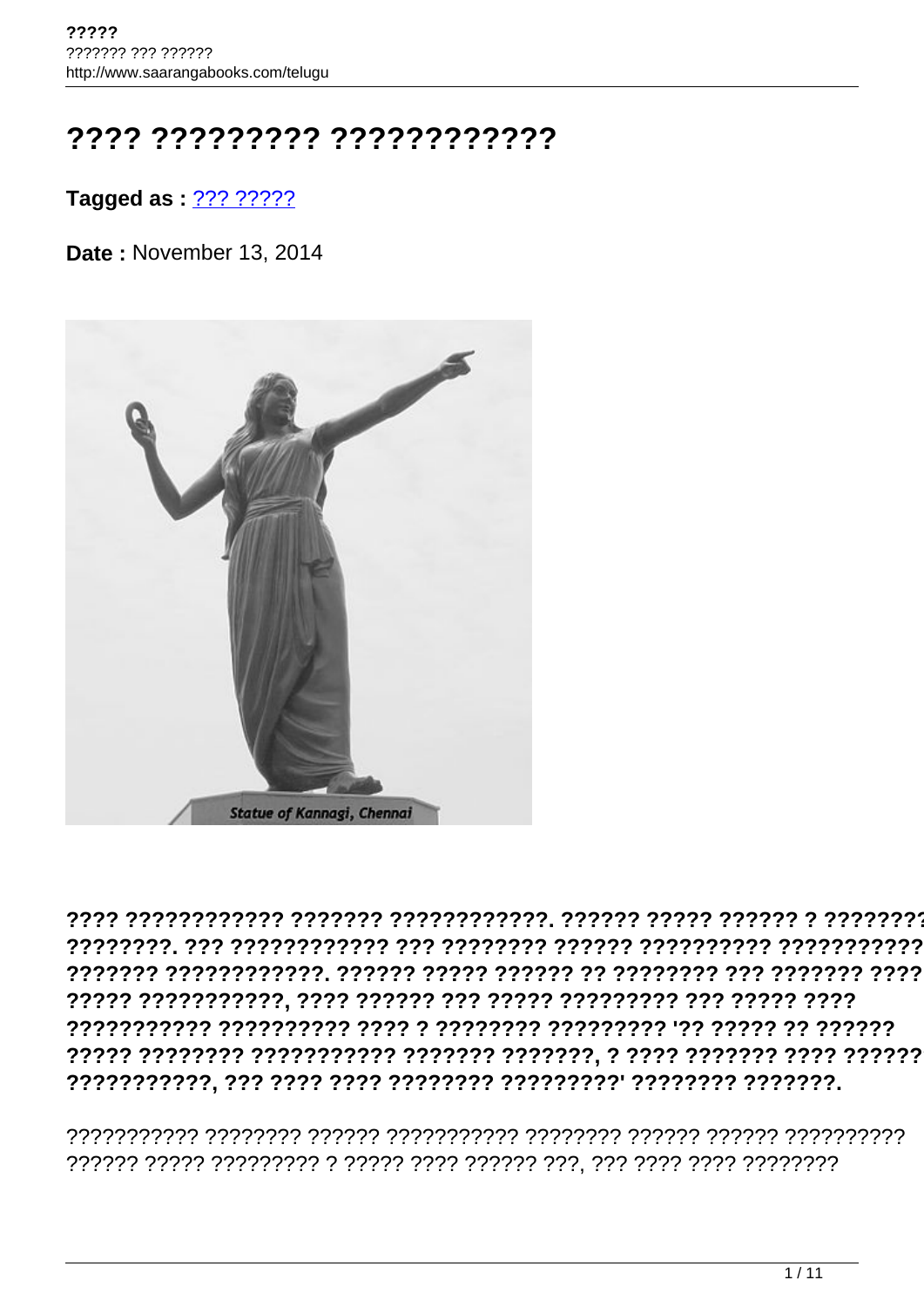# ???? ????????? ???????????

**Tagged as :** ??? ?????

**Date :** November 13, 2014

**???? ???????????? ??????? ????????????. ?????? ????? ?????? ? ???????? ????????. ??? ???????????? ??? ???????? ?????? ?????????? ??????????? ??????? ????????????. ?????? ????? ?????? ?? ???????? ??? ??????? ???? ????? ???????????, ???? ?????? ??? ????? ????????? ??? ????? ???? ??????????? ?????????? ???? ? ???????? ????????? '?? ????? ?? ?????? ????? ???????? ??????????? ??????? ???????, ? ???? ??????? ???? ?????? ???????????, ??? ???? ???? ???????? ?????????' ???????? ???????.**

??????????? ???????? ?????? ??????????? ???????? ?????? ?????? ?????????? ?????? ????? ????????? ? ????? ???? ?????? ???, ??? ???? ???? ????????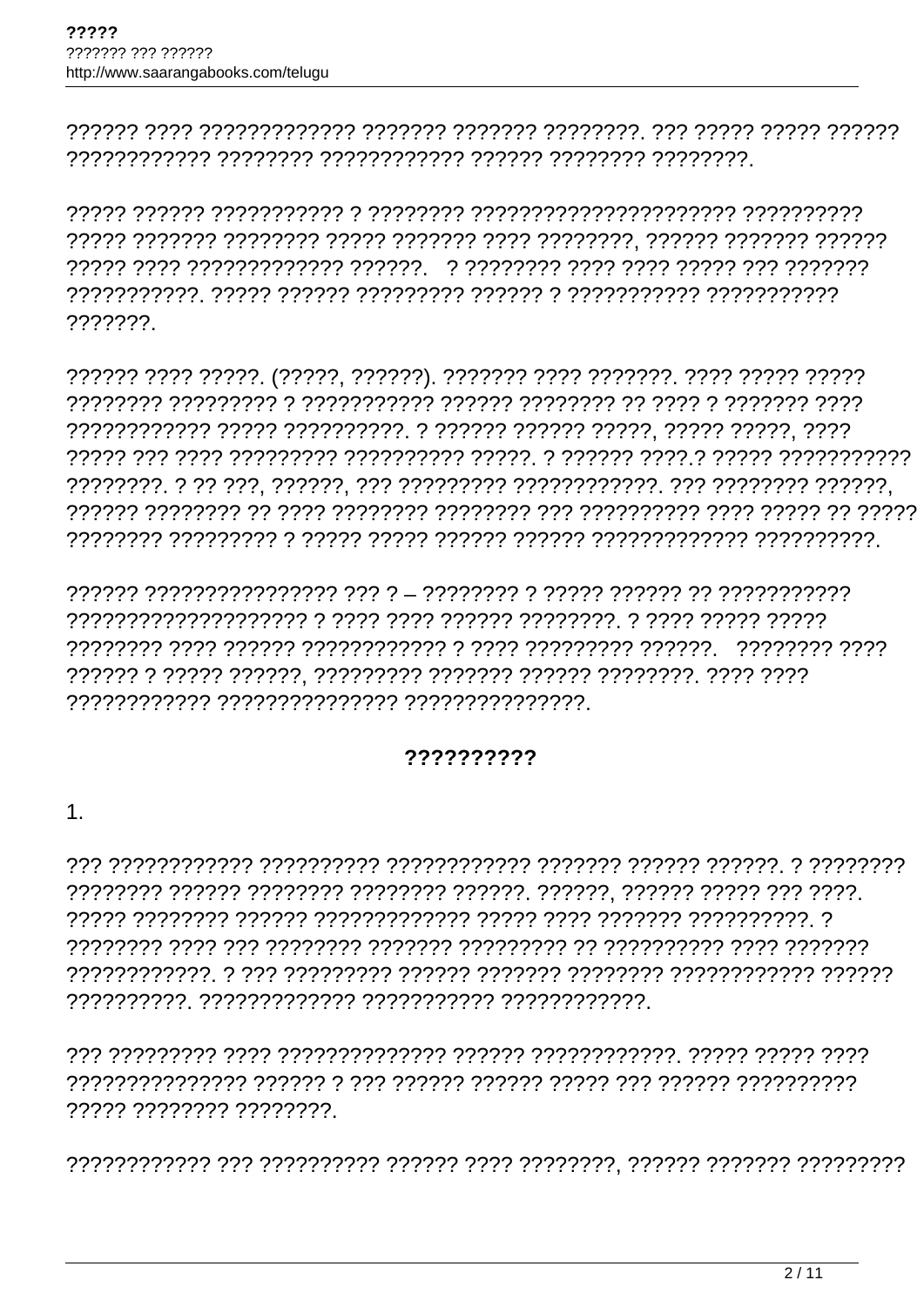?????? ???? ????????????? ??????? ??????? ????????. ??? ????? ????? ?????? ???????????? ???????? ??????????? ?????? ???????? ????????.

????? ?????? ??????????? ? ???????? ?????????????????????? ?????????? ????? ??????? ???????? ????? ??????? ???? ????????, ?????? ??????? ?????? ????? ???? ????????????? ??????.   ? ???????? ???? ???? ????? ??? ??????? ???????????. ????? ?????? ????????? ?????? ? ?????????? ??????????? ???????.

?????? ???? ?????. (?????, ??????). ??????? ???? ???????. ???? ????? ????? ???????? ????????? ? ??????????? ?????? ???????? ?? ???? ? ??????? ???? ???????????? ????? ??????????. ? ?????? ?????? ?????, ????? ?????, ???? ????? ??? ???? ????????? ?????????? ?????. ? ?????? ????.? ????? ??????????? ????????. ? ?? ???, ??????, ??? ????????? ????????????. ??? ???????? ??????, ?????? ???????? ?? ???? ???????? ???????? ??? ?????????? ???? ????? ?? ????? ???????? ????????? ? ????? ????? ?????? ?????? ????????????? ??????????.

?????? ???????????????? ??? ? – ???????? ? ????? ?????? ?? ??????????? ??????????????????? ? ???? ???? ?????? ????????. ? ???? ????? ????? ???????? ???? ?????? ???????????? ? ???? ????????? ??????.   ???????? ???? ?????? ? ????? ??????, ????????? ??????? ?????? ????????. ???? ???? ???????????? ??????????????? ???????????????.

**??????????**

1.

??? ???????????? ?????????? ??????????? ??????? ?????? ??????. ? ???????? ???????? ?????? ???????? ???????? ??????. ??????, ?????? ????? ??? ????. ????? ???????? ?????? ????????????? ????? ???? ??????? ??????????. ? ???????? ???? ??? ???????? ??????? ????????? ?? ?????????? ???? ??????? ????????????. ? ??? ????????? ?????? ??????? ???????? ???????????? ?????? ??????????. ????????????? ??????????? ????????????.

??? ????????? ???? ?????????????? ??????? ????????????. ????? ????? ???? ??????????????? ?????? ? ??? ?????? ?????? ????? ??? ?????? ?????????? ????? ???????? ????????.

???????????? ??? ?????????? ?????? ???? ????????, ?????? ??????? ?????????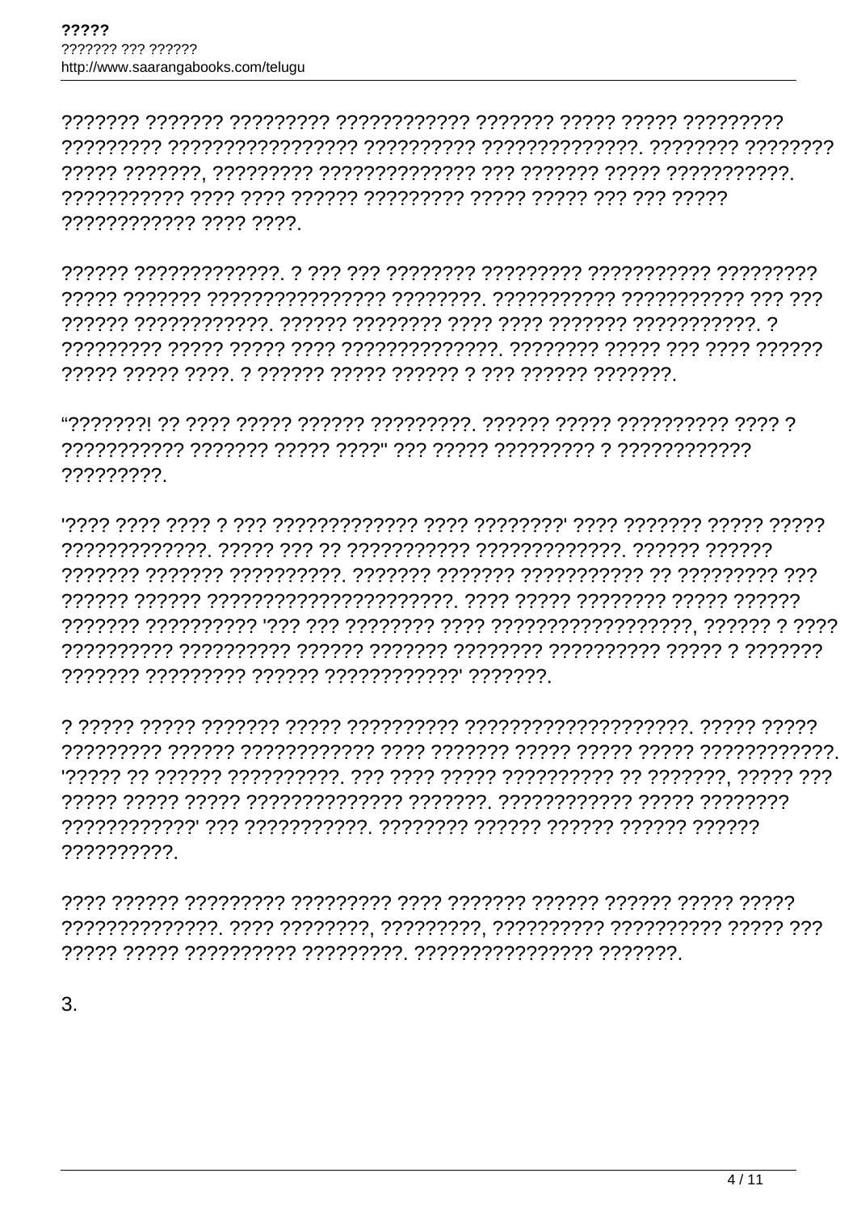??????? ??????? ????????? ???????????? ??????? ????? ????? ????????? ????????? ???????????????? ?????????? ??????????????. ???????? ???????? ????? ???????, ????????? ?????????????? ??? ??????? ????? ???????????. ??????????? ???? ???? ?????? ????????? ????? ????? ??? ??? ????? ???????????? ???? ????.

?????? ?????????????. ? ??? ??? ???????? ????????? ??????????? ????????? ????? ??????? ???????????????? ????????. ??????????? ??????????? ??? ??? ?????? ????????????. ?????? ???????? ???? ???? ??????? ???????????. ? ????????? ????? ????? ???? ??????????????. ???????? ????? ??? ???? ?????? ????? ????? ????. ? ?????? ????? ?????? ? ??? ?????? ???????.

“???????! ?? ???? ????? ?????? ?????????. ?????? ????? ?????????? ???? ? ??????????? ??????? ????? ????" ??? ????? ????????? ? ???????????? ?????????.

'???? ???? ???? ? ??? ????????????? ???? ????????' ???? ??????? ????? ????? ?????????????. ????? ??? ?? ??????????? ?????????????. ?????? ?????? ??????? ??????? ??????????. ??????? ??????? ??????????? ?? ????????? ??? ?????? ?????? ??????????????????????. ???? ????? ???????? ????? ?????? ??????? ?????????? '??? ??? ???????? ???? ?????????????????, ?????? ? ???? ?????????? ?????????? ?????? ??????? ???????? ?????????? ????? ? ??????? ??????? ????????? ?????? ????????????' ???????.

? ????? ????? ??????? ????? ?????????? ????????????????????. ????? ????? ????????? ?????? ???????????? ???? ??????? ????? ????? ????? ????????????. '????? ?? ?????? ??????????. ??? ???? ????? ?????????? ?? ???????, ????? ??? ????? ????? ????? ?????????????? ???????. ???????????? ????? ???????? ????????????' ??? ???????????. ???????? ?????? ?????? ?????? ?????? ??????????.

???? ?????? ????????? ????????? ???? ??????? ?????? ?????? ????? ????? ??????????????. ???? ????????, ?????????, ?????????? ?????????? ????? ??? ????? ?????? ?????????? ?????????. ??????????????? ???????.

3.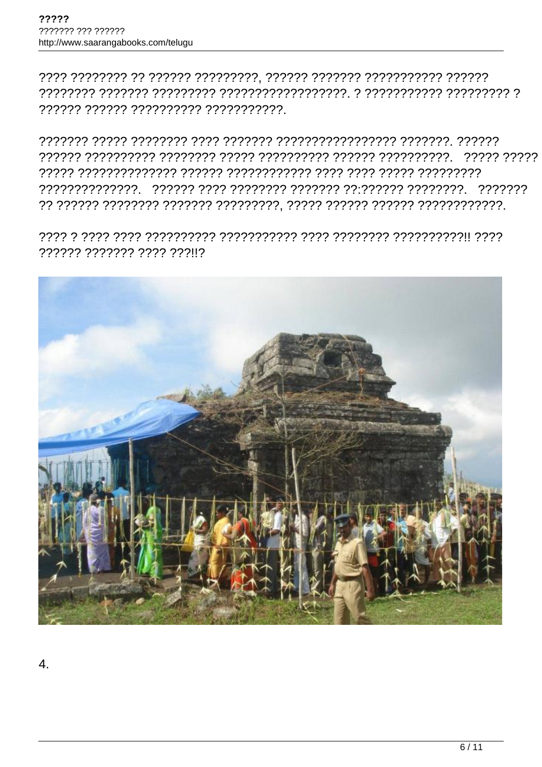???? ???????? ?? ?????? ?????????, ?????? ??????? ??????????? ?????? ???????? ??????? ????????? ??????????????????. ? ??????????? ????????? ? ?????? ?????? ?????????? ???????????.

??????? ????? ???????? ???? ??????? ????????????????? ???????. ?????? ?????? ?????????? ???????? ????? ?????????? ?????? ??????????.   ????? ????? ????? ?????????????? ?????? ???????????? ???? ???? ????? ????????? ???????????????.   ?????? ???? ???????? ??????? ??:?????? ????????.   ??????? ?? ?????? ???????? ??????? ?????????, ????? ?????? ?????? ????????????.

???? ? ???? ???? ?????????? ??????????? ???? ???????? ??????????!! ???? ?????? ??????? ???? ???!!?

4.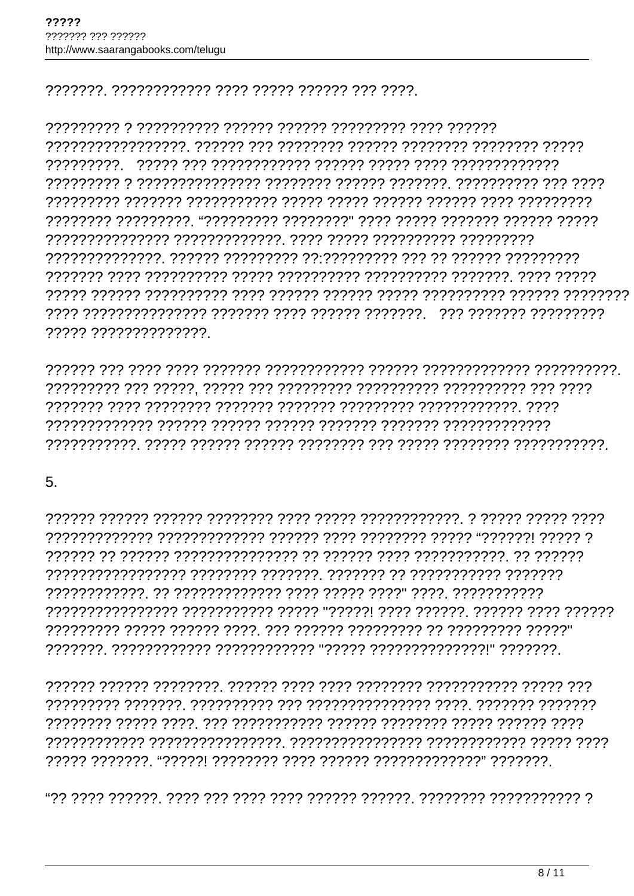???????. ???????????? ???? ????? ?????? ??? ????.

????????? ? ?????????? ?????? ??????? ????????? ???? ?????? ?????????????????. ?????? ??? ???????? ?????? ???????? ???????? ????? ?????????.   ????? ??? ???????????? ?????? ????? ???? ????????????? ????????? ? ??????????????? ???????? ?????? ???????. ?????????? ??? ???? ????????? ??????? ??????????? ????? ????? ?????? ?????? ???? ????????? ???????? ?????????. “????????? ????????" ???? ????? ??????? ?????? ????? ??????????????? ?????????????. ???? ????? ?????????? ????????? ??????????????. ?????? ????????? ??:????????? ??? ?? ?????? ????????? ??????? ???? ?????????? ????? ?????????? ?????????? ???????. ???? ????? ????? ?????? ?????????? ???? ?????? ?????? ????? ?????????? ?????? ???????? ???? ??????????????? ??????? ???? ?????? ???????.   ??? ??????? ????????? ????? ??????????????.

?????? ??? ???? ???? ??????? ???????????? ?????? ????????????? ??????????. ????????? ??? ?????, ????? ??? ????????? ?????????? ?????????? ??? ???? ??????? ???? ???????? ??????? ??????? ????????? ????????????. ???? ????????????? ?????? ?????? ?????? ??????? ??????? ????????????? ???????????. ????? ?????? ?????? ???????? ??? ????? ???????? ???????????.

5.

?????? ?????? ?????? ???????? ???? ????? ????????????. ? ????? ????? ???? ????????????? ????????????? ?????? ???? ???????? ????? “??????! ????? ? ?????? ?? ?????? ??????????????? ?? ?????? ???? ???????????. ?? ?????? ???????????????? ???????? ???????. ??????? ?? ??????????? ??????? ?????????????. ?? ????????????? ???? ????? ????" ????. ??????????? ???????????????? ??????????? ????? "?????! ???? ??????. ?????? ???? ?????? ????????? ????? ?????? ????. ??? ?????? ????????? ?? ????????? ?????" ???????. ???????????? ???????????? "????? ??????????????!" ???????.

?????? ?????? ????????. ?????? ???? ???? ???????? ??????????? ????? ??? ????????? ???????. ?????????? ??? ??????????????? ????. ??????? ??????? ???????? ????? ????. ??? ??????????? ?????? ???????? ????? ?????? ???? ???????????? ????????????????. ??????????????? ???????????? ????? ???? ????? ???????. “?????! ???????? ???? ?????? ?????????????” ???????.

“?? ???? ??????. ???? ??? ???? ???? ?????? ??????. ???????? ??????????? ?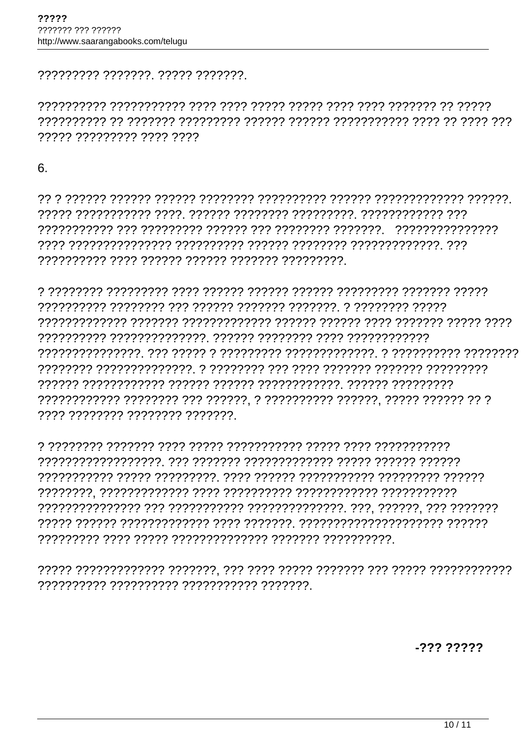????????? ???????. ????? ???????.

?????????? ??????????? ???? ???? ????? ????? ???? ???? ??????? ?? ????? ?????????? ?? ??????? ????????? ?????? ?????? ??????????? ???? ?? ???? ??? ????? ????????? ???? ????

6.

?? ? ?????? ?????? ?????? ???????? ?????????? ?????? ????????????? ??????. ????? ??????????? ????. ?????? ???????? ?????????. ???????????? ??? ??????????? ??? ????????? ?????? ??? ???????? ???????. ??????????????? ???? ??????????????? ?????????? ?????? ???????? ?????????????. ??? ?????????? ???? ?????? ?????? ??????? ?????????.

? ???????? ????????? ???? ?????? ?????? ?????? ????????? ??????? ????? ?????????? ???????? ??? ?????? ??????? ???????. ? ???????? ????? ????????????? ??????? ????????????? ?????? ?????? ???? ??????? ????? ???? ?????????? ??????????????. ?????? ???????? ???? ???????????? ???????????????. ??? ????? ? ????????? ?????????????. ? ?????????? ???????? ???????? ??????????????. ? ???????? ??? ???? ??????? ??????? ????????? ?????? ???????????? ?????? ?????? ????????????. ?????? ????????? ???????????? ???????? ??? ??????, ? ?????????? ??????, ????? ?????? ?? ? ???? ???????? ???????? ???????.

? ???????? ??????? ???? ????? ??????????? ????? ???? ??????????? ??????????????????. ??? ??????? ????????????? ????? ?????? ?????? ??????????? ????? ?????????. ???? ?????? ??????????? ????????? ?????? ????????, ????????????? ???? ?????????? ??????????? ??????????? ??????????????? ??? ??????????? ??????????????. ???, ??????, ??? ??????? ????? ?????? ????????????? ???? ???????. ????????????????????? ?????? ????????? ???? ????? ?????????????? ??????? ??????????.

????? ????????????? ???????, ??? ???? ????? ??????? ??? ????? ???????????? ?????????? ?????????? ??????????? ???????.

**-??? ?????**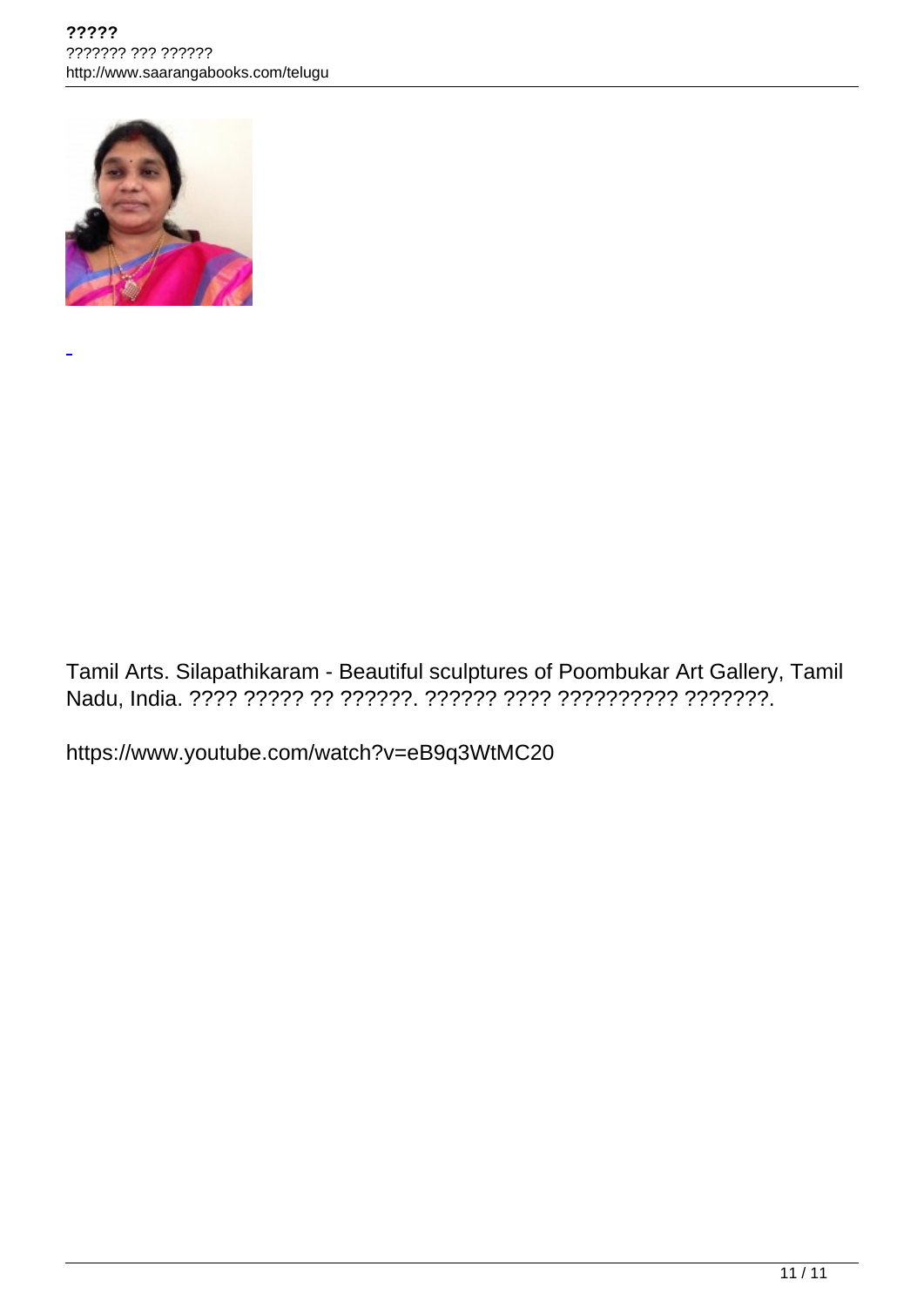Tamil Arts. Silapathikaram - Beautiful sculptures of Poombukar Art Gallery, Tamil Nadu, India. ???? ????? ?? ??????. ?????? ???? ?????????? ???????.

https://www.youtube.com/watch?v=eB9q3WtMC20